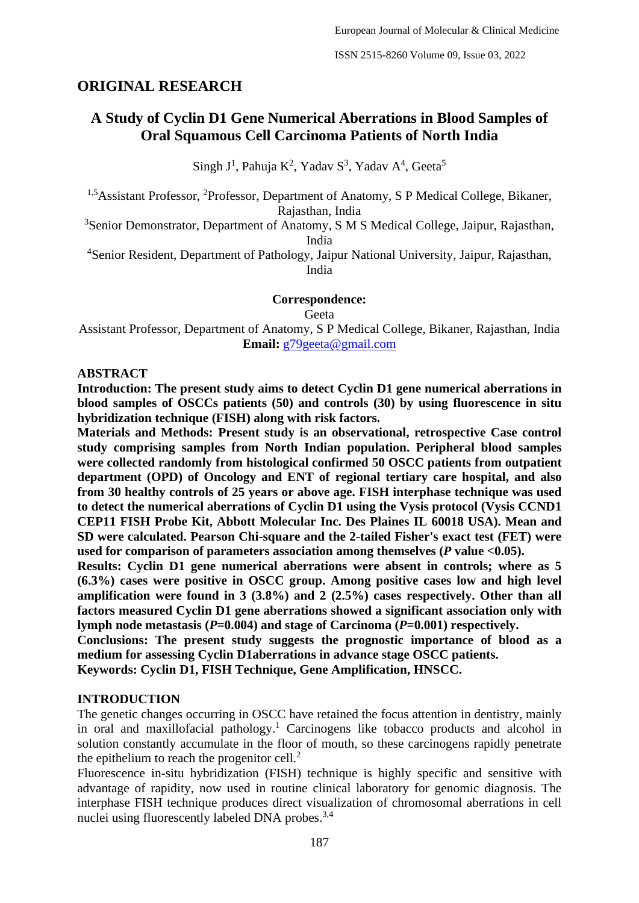## ORIGINAL RESEARCH

# A Study of Cyclin D1 Gene Numerical Aberrations in Blood Samples of Oral Squamous Cell Carcinoma Patients of North India

Singh J[1], Pahuja K[2], Yadav S[3], Yadav A[4], Geeta[5]

[1,5]Assistant Professor, [2]Professor, Department of Anatomy, S P Medical College, Bikaner, Rajasthan, India

[3]Senior Demonstrator, Department of Anatomy, S M S Medical College, Jaipur, Rajasthan, India

[4]Senior Resident, Department of Pathology, Jaipur National University, Jaipur, Rajasthan, India

**Correspondence:**

Geeta

Assistant Professor, Department of Anatomy, S P Medical College, Bikaner, Rajasthan, India

**Email:** g79geeta@gmail.com

## ABSTRACT

**Introduction: The present study aims to detect Cyclin D1 gene numerical aberrations in blood samples of OSCCs patients (50) and controls (30) by using fluorescence in situ hybridization technique (FISH) along with risk factors.**

**Materials and Methods: Present study is an observational, retrospective Case control study comprising samples from North Indian population. Peripheral blood samples were collected randomly from histological confirmed 50 OSCC patients from outpatient department (OPD) of Oncology and ENT of regional tertiary care hospital, and also from 30 healthy controls of 25 years or above age. FISH interphase technique was used to detect the numerical aberrations of Cyclin D1 using the Vysis protocol (Vysis CCND1 CEP11 FISH Probe Kit, Abbott Molecular Inc. Des Plaines IL 60018 USA). Mean and SD were calculated. Pearson Chi-square and the 2-tailed Fisher's exact test (FET) were used for comparison of parameters association among themselves (*P* value <0.05).**

**Results: Cyclin D1 gene numerical aberrations were absent in controls; where as 5 (6.3%) cases were positive in OSCC group. Among positive cases low and high level amplification were found in 3 (3.8%) and 2 (2.5%) cases respectively. Other than all factors measured Cyclin D1 gene aberrations showed a significant association only with lymph node metastasis (*P*=0.004) and stage of Carcinoma (*P*=0.001) respectively.**

**Conclusions: The present study suggests the prognostic importance of blood as a medium for assessing Cyclin D1aberrations in advance stage OSCC patients.**

**Keywords: Cyclin D1, FISH Technique, Gene Amplification, HNSCC.**

## INTRODUCTION

The genetic changes occurring in OSCC have retained the focus attention in dentistry, mainly in oral and maxillofacial pathology.[1] Carcinogens like tobacco products and alcohol in solution constantly accumulate in the floor of mouth, so these carcinogens rapidly penetrate the epithelium to reach the progenitor cell.[2]

Fluorescence in-situ hybridization (FISH) technique is highly specific and sensitive with advantage of rapidity, now used in routine clinical laboratory for genomic diagnosis. The interphase FISH technique produces direct visualization of chromosomal aberrations in cell nuclei using fluorescently labeled DNA probes.[3,4]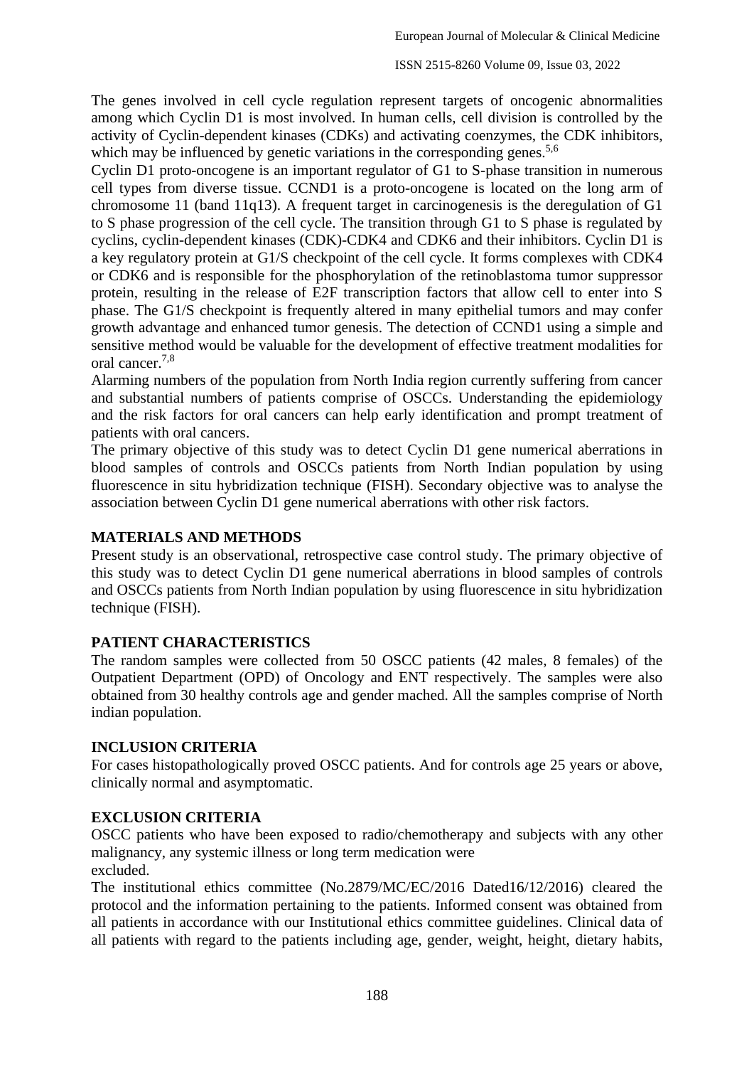The genes involved in cell cycle regulation represent targets of oncogenic abnormalities among which Cyclin D1 is most involved. In human cells, cell division is controlled by the activity of Cyclin-dependent kinases (CDKs) and activating coenzymes, the CDK inhibitors, which may be influenced by genetic variations in the corresponding genes.[5,6]

Cyclin D1 proto-oncogene is an important regulator of G1 to S-phase transition in numerous cell types from diverse tissue. CCND1 is a proto-oncogene is located on the long arm of chromosome 11 (band 11q13). A frequent target in carcinogenesis is the deregulation of G1 to S phase progression of the cell cycle. The transition through G1 to S phase is regulated by cyclins, cyclin-dependent kinases (CDK)-CDK4 and CDK6 and their inhibitors. Cyclin D1 is a key regulatory protein at G1/S checkpoint of the cell cycle. It forms complexes with CDK4 or CDK6 and is responsible for the phosphorylation of the retinoblastoma tumor suppressor protein, resulting in the release of E2F transcription factors that allow cell to enter into S phase. The G1/S checkpoint is frequently altered in many epithelial tumors and may confer growth advantage and enhanced tumor genesis. The detection of CCND1 using a simple and sensitive method would be valuable for the development of effective treatment modalities for oral cancer.[7,8]

Alarming numbers of the population from North India region currently suffering from cancer and substantial numbers of patients comprise of OSCCs. Understanding the epidemiology and the risk factors for oral cancers can help early identification and prompt treatment of patients with oral cancers.

The primary objective of this study was to detect Cyclin D1 gene numerical aberrations in blood samples of controls and OSCCs patients from North Indian population by using fluorescence in situ hybridization technique (FISH). Secondary objective was to analyse the association between Cyclin D1 gene numerical aberrations with other risk factors.

## MATERIALS AND METHODS

Present study is an observational, retrospective case control study. The primary objective of this study was to detect Cyclin D1 gene numerical aberrations in blood samples of controls and OSCCs patients from North Indian population by using fluorescence in situ hybridization technique (FISH).

## PATIENT CHARACTERISTICS

The random samples were collected from 50 OSCC patients (42 males, 8 females) of the Outpatient Department (OPD) of Oncology and ENT respectively. The samples were also obtained from 30 healthy controls age and gender mached. All the samples comprise of North indian population.

## INCLUSION CRITERIA

For cases histopathologically proved OSCC patients. And for controls age 25 years or above, clinically normal and asymptomatic.

## EXCLUSION CRITERIA

OSCC patients who have been exposed to radio/chemotherapy and subjects with any other malignancy, any systemic illness or long term medication were excluded.

The institutional ethics committee (No.2879/MC/EC/2016 Dated16/12/2016) cleared the protocol and the information pertaining to the patients. Informed consent was obtained from all patients in accordance with our Institutional ethics committee guidelines. Clinical data of all patients with regard to the patients including age, gender, weight, height, dietary habits,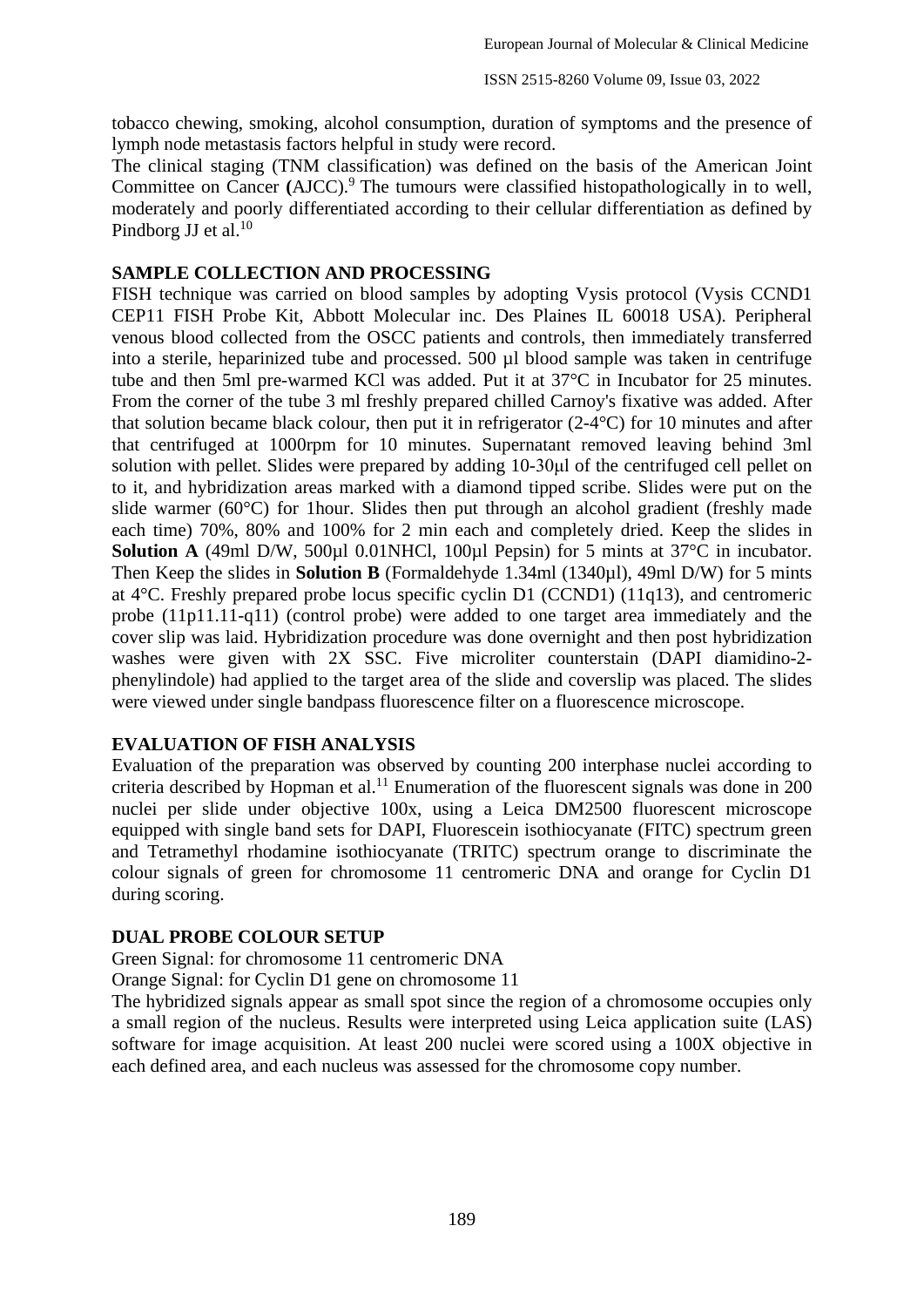tobacco chewing, smoking, alcohol consumption, duration of symptoms and the presence of lymph node metastasis factors helpful in study were record.

The clinical staging (TNM classification) was defined on the basis of the American Joint Committee on Cancer **(**AJCC).[9] The tumours were classified histopathologically in to well, moderately and poorly differentiated according to their cellular differentiation as defined by Pindborg JJ et al.[10]

### SAMPLE COLLECTION AND PROCESSING

FISH technique was carried on blood samples by adopting Vysis protocol (Vysis CCND1 CEP11 FISH Probe Kit, Abbott Molecular inc. Des Plaines IL 60018 USA). Peripheral venous blood collected from the OSCC patients and controls, then immediately transferred into a sterile, heparinized tube and processed. 500 µl blood sample was taken in centrifuge tube and then 5ml pre-warmed KCl was added. Put it at 37°C in Incubator for 25 minutes. From the corner of the tube 3 ml freshly prepared chilled Carnoy's fixative was added. After that solution became black colour, then put it in refrigerator (2-4°C) for 10 minutes and after that centrifuged at 1000rpm for 10 minutes. Supernatant removed leaving behind 3ml solution with pellet. Slides were prepared by adding 10-30µl of the centrifuged cell pellet on to it, and hybridization areas marked with a diamond tipped scribe. Slides were put on the slide warmer (60°C) for 1hour. Slides then put through an alcohol gradient (freshly made each time) 70%, 80% and 100% for 2 min each and completely dried. Keep the slides in **Solution A** (49ml D/W, 500µl 0.01NHCl, 100µl Pepsin) for 5 mints at 37°C in incubator. Then Keep the slides in **Solution B** (Formaldehyde 1.34ml (1340µl), 49ml D/W) for 5 mints at 4°C. Freshly prepared probe locus specific cyclin D1 (CCND1) (11q13), and centromeric probe (11p11.11-q11) (control probe) were added to one target area immediately and the cover slip was laid. Hybridization procedure was done overnight and then post hybridization washes were given with 2X SSC. Five microliter counterstain (DAPI diamidino-2-phenylindole) had applied to the target area of the slide and coverslip was placed. The slides were viewed under single bandpass fluorescence filter on a fluorescence microscope.

### EVALUATION OF FISH ANALYSIS

Evaluation of the preparation was observed by counting 200 interphase nuclei according to criteria described by Hopman et al.[11] Enumeration of the fluorescent signals was done in 200 nuclei per slide under objective 100x, using a Leica DM2500 fluorescent microscope equipped with single band sets for DAPI, Fluorescein isothiocyanate (FITC) spectrum green and Tetramethyl rhodamine isothiocyanate (TRITC) spectrum orange to discriminate the colour signals of green for chromosome 11 centromeric DNA and orange for Cyclin D1 during scoring.

### DUAL PROBE COLOUR SETUP

Green Signal: for chromosome 11 centromeric DNA

Orange Signal: for Cyclin D1 gene on chromosome 11

The hybridized signals appear as small spot since the region of a chromosome occupies only a small region of the nucleus. Results were interpreted using Leica application suite (LAS) software for image acquisition. At least 200 nuclei were scored using a 100X objective in each defined area, and each nucleus was assessed for the chromosome copy number.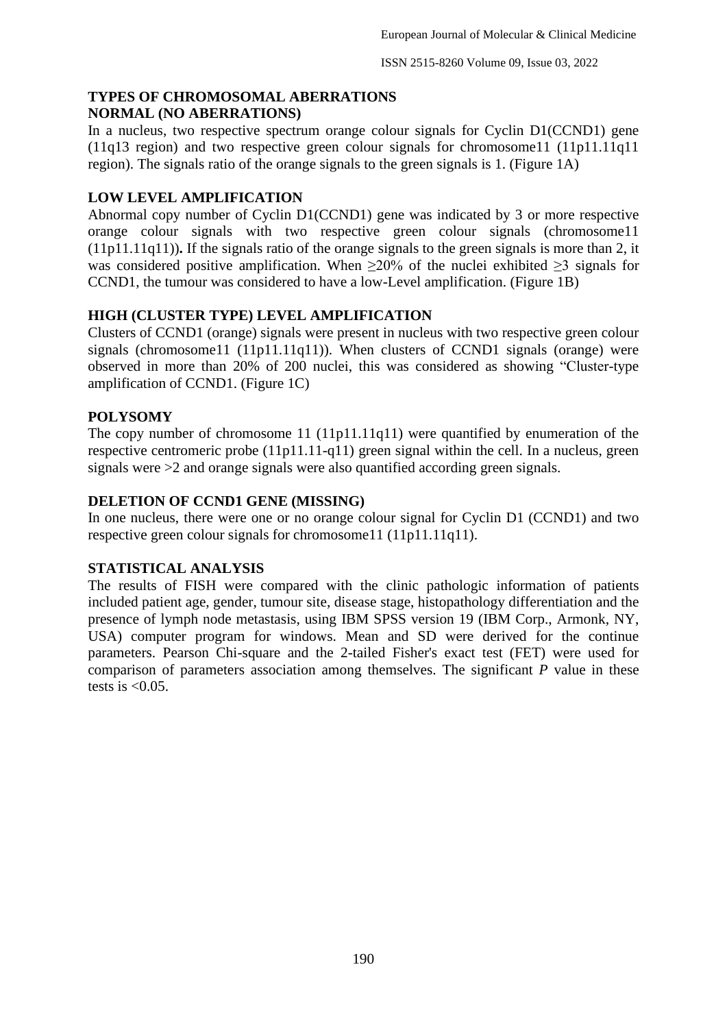## TYPES OF CHROMOSOMAL ABERRATIONS

### NORMAL (NO ABERRATIONS)

In a nucleus, two respective spectrum orange colour signals for Cyclin D1(CCND1) gene (11q13 region) and two respective green colour signals for chromosome11 (11p11.11q11 region). The signals ratio of the orange signals to the green signals is 1. (Figure 1A)

### LOW LEVEL AMPLIFICATION

Abnormal copy number of Cyclin D1(CCND1) gene was indicated by 3 or more respective orange colour signals with two respective green colour signals (chromosome11 (11p11.11q11)). If the signals ratio of the orange signals to the green signals is more than 2, it was considered positive amplification. When ≥20% of the nuclei exhibited ≥3 signals for CCND1, the tumour was considered to have a low-Level amplification. (Figure 1B)

### HIGH (CLUSTER TYPE) LEVEL AMPLIFICATION

Clusters of CCND1 (orange) signals were present in nucleus with two respective green colour signals (chromosome11 (11p11.11q11)). When clusters of CCND1 signals (orange) were observed in more than 20% of 200 nuclei, this was considered as showing "Cluster-type amplification of CCND1. (Figure 1C)

### POLYSOMY

The copy number of chromosome 11 (11p11.11q11) were quantified by enumeration of the respective centromeric probe (11p11.11-q11) green signal within the cell. In a nucleus, green signals were >2 and orange signals were also quantified according green signals.

### DELETION OF CCND1 GENE (MISSING)

In one nucleus, there were one or no orange colour signal for Cyclin D1 (CCND1) and two respective green colour signals for chromosome11 (11p11.11q11).

## STATISTICAL ANALYSIS

The results of FISH were compared with the clinic pathologic information of patients included patient age, gender, tumour site, disease stage, histopathology differentiation and the presence of lymph node metastasis, using IBM SPSS version 19 (IBM Corp., Armonk, NY, USA) computer program for windows. Mean and SD were derived for the continue parameters. Pearson Chi-square and the 2-tailed Fisher's exact test (FET) were used for comparison of parameters association among themselves. The significant *P* value in these tests is <0.05.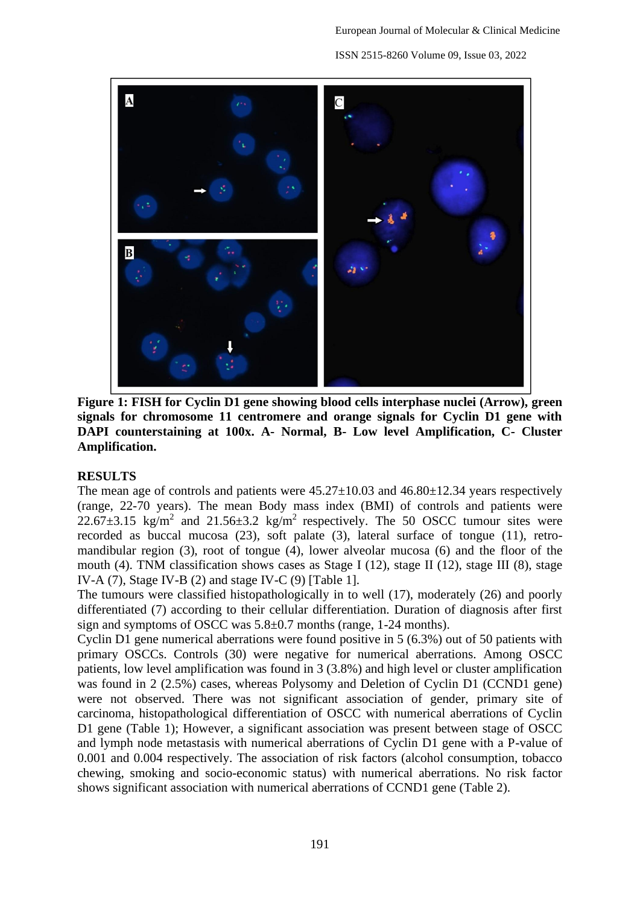**Figure 1: FISH for Cyclin D1 gene showing blood cells interphase nuclei (Arrow), green signals for chromosome 11 centromere and orange signals for Cyclin D1 gene with DAPI counterstaining at 100x. A- Normal, B- Low level Amplification, C- Cluster Amplification.**

## RESULTS

The mean age of controls and patients were 45.27±10.03 and 46.80±12.34 years respectively (range, 22-70 years). The mean Body mass index (BMI) of controls and patients were 22.67±3.15 $kg/m^2$ and 21.56±3.2 $kg/m^2$ respectively. The 50 OSCC tumour sites were recorded as buccal mucosa (23), soft palate (3), lateral surface of tongue (11), retro-mandibular region (3), root of tongue (4), lower alveolar mucosa (6) and the floor of the mouth (4). TNM classification shows cases as Stage I (12), stage II (12), stage III (8), stage IV-A (7), Stage IV-B (2) and stage IV-C (9) [Table 1].

The tumours were classified histopathologically in to well (17), moderately (26) and poorly differentiated (7) according to their cellular differentiation. Duration of diagnosis after first sign and symptoms of OSCC was 5.8±0.7 months (range, 1-24 months).

Cyclin D1 gene numerical aberrations were found positive in 5 (6.3%) out of 50 patients with primary OSCCs. Controls (30) were negative for numerical aberrations. Among OSCC patients, low level amplification was found in 3 (3.8%) and high level or cluster amplification was found in 2 (2.5%) cases, whereas Polysomy and Deletion of Cyclin D1 (CCND1 gene) were not observed. There was not significant association of gender, primary site of carcinoma, histopathological differentiation of OSCC with numerical aberrations of Cyclin D1 gene (Table 1); However, a significant association was present between stage of OSCC and lymph node metastasis with numerical aberrations of Cyclin D1 gene with a P-value of 0.001 and 0.004 respectively. The association of risk factors (alcohol consumption, tobacco chewing, smoking and socio-economic status) with numerical aberrations. No risk factor shows significant association with numerical aberrations of CCND1 gene (Table 2).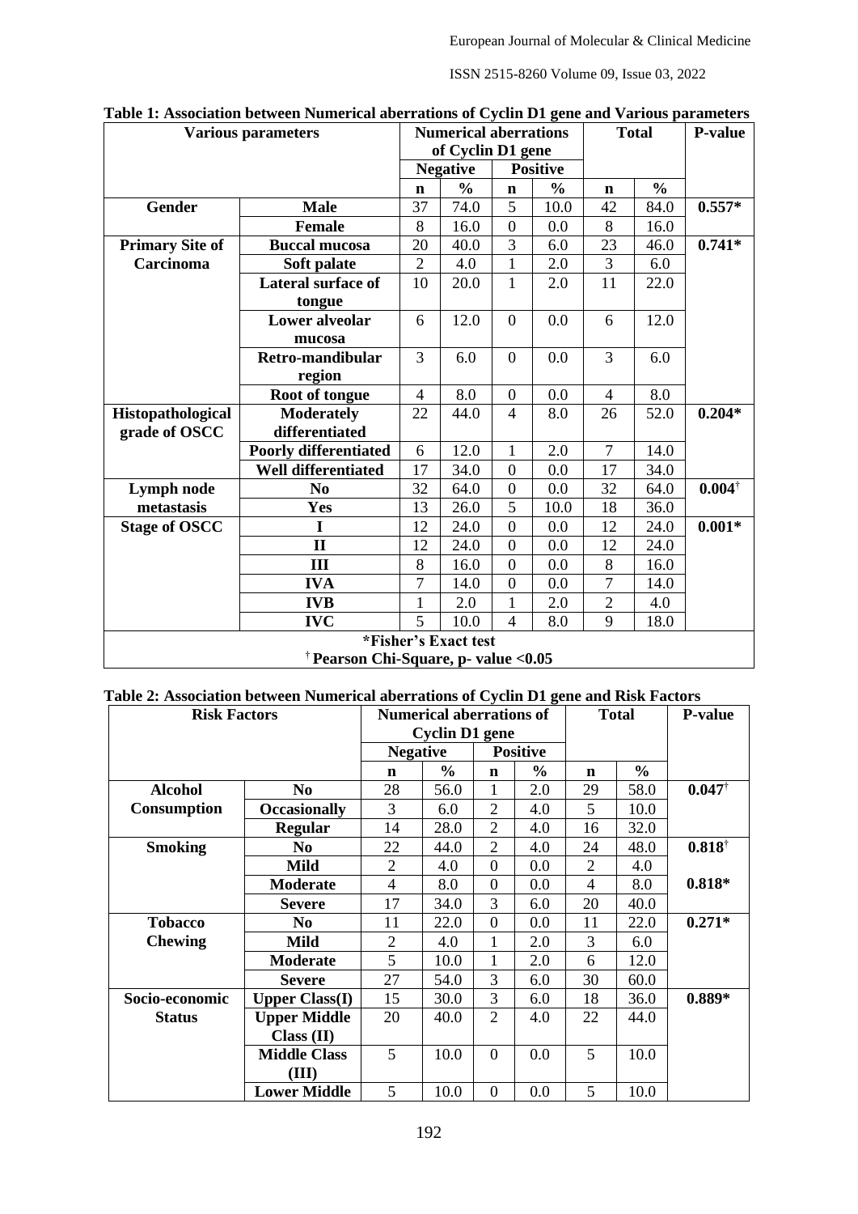**Table 1: Association between Numerical aberrations of Cyclin D1 gene and Various parameters**

| Various parameters | | Numerical aberrations of Cyclin D1 gene | | | | Total | | P-value |
|---|---|---|---|---|---|---|---|---|
| | | Negative | | Positive | | | | |
| | | n | % | n | % | n | % | |
| **Gender** | **Male** | 37 | 74.0 | 5 | 10.0 | 42 | 84.0 | **0.557*** |
| | **Female** | 8 | 16.0 | 0 | 0.0 | 8 | 16.0 | |
| **Primary Site of Carcinoma** | **Buccal mucosa** | 20 | 40.0 | 3 | 6.0 | 23 | 46.0 | **0.741*** |
| | **Soft palate** | 2 | 4.0 | 1 | 2.0 | 3 | 6.0 | |
| | **Lateral surface of tongue** | 10 | 20.0 | 1 | 2.0 | 11 | 22.0 | |
| | **Lower alveolar mucosa** | 6 | 12.0 | 0 | 0.0 | 6 | 12.0 | |
| | **Retro-mandibular region** | 3 | 6.0 | 0 | 0.0 | 3 | 6.0 | |
| | **Root of tongue** | 4 | 8.0 | 0 | 0.0 | 4 | 8.0 | |
| **Histopathological grade of OSCC** | **Moderately differentiated** | 22 | 44.0 | 4 | 8.0 | 26 | 52.0 | **0.204*** |
| | **Poorly differentiated** | 6 | 12.0 | 1 | 2.0 | 7 | 14.0 | |
| | **Well differentiated** | 17 | 34.0 | 0 | 0.0 | 17 | 34.0 | |
| **Lymph node metastasis** | **No** | 32 | 64.0 | 0 | 0.0 | 32 | 64.0 | **0.004†** |
| | **Yes** | 13 | 26.0 | 5 | 10.0 | 18 | 36.0 | |
| **Stage of OSCC** | **I** | 12 | 24.0 | 0 | 0.0 | 12 | 24.0 | **0.001*** |
| | **II** | 12 | 24.0 | 0 | 0.0 | 12 | 24.0 | |
| | **III** | 8 | 16.0 | 0 | 0.0 | 8 | 16.0 | |
| | **IVA** | 7 | 14.0 | 0 | 0.0 | 7 | 14.0 | |
| | **IVB** | 1 | 2.0 | 1 | 2.0 | 2 | 4.0 | |
| | **IVC** | 5 | 10.0 | 4 | 8.0 | 9 | 18.0 | |

**\*Fisher's Exact test**
**† Pearson Chi-Square, p- value <0.05**

**Table 2: Association between Numerical aberrations of Cyclin D1 gene and Risk Factors**

| Risk Factors | | Numerical aberrations of Cyclin D1 gene | | | | Total | | P-value |
|---|---|---|---|---|---|---|---|---|
| | | Negative | | Positive | | | | |
| | | n | % | n | % | n | % | |
| **Alcohol Consumption** | **No** | 28 | 56.0 | 1 | 2.0 | 29 | 58.0 | **0.047†** |
| | **Occasionally** | 3 | 6.0 | 2 | 4.0 | 5 | 10.0 | |
| | **Regular** | 14 | 28.0 | 2 | 4.0 | 16 | 32.0 | |
| **Smoking** | **No** | 22 | 44.0 | 2 | 4.0 | 24 | 48.0 | **0.818†** |
| | **Mild** | 2 | 4.0 | 0 | 0.0 | 2 | 4.0 | |
| | **Moderate** | 4 | 8.0 | 0 | 0.0 | 4 | 8.0 | **0.818*** |
| | **Severe** | 17 | 34.0 | 3 | 6.0 | 20 | 40.0 | |
| **Tobacco Chewing** | **No** | 11 | 22.0 | 0 | 0.0 | 11 | 22.0 | **0.271*** |
| | **Mild** | 2 | 4.0 | 1 | 2.0 | 3 | 6.0 | |
| | **Moderate** | 5 | 10.0 | 1 | 2.0 | 6 | 12.0 | |
| | **Severe** | 27 | 54.0 | 3 | 6.0 | 30 | 60.0 | |
| **Socio-economic Status** | **Upper Class(I)** | 15 | 30.0 | 3 | 6.0 | 18 | 36.0 | **0.889*** |
| | **Upper Middle Class (II)** | 20 | 40.0 | 2 | 4.0 | 22 | 44.0 | |
| | **Middle Class (III)** | 5 | 10.0 | 0 | 0.0 | 5 | 10.0 | |
| | **Lower Middle** | 5 | 10.0 | 0 | 0.0 | 5 | 10.0 | |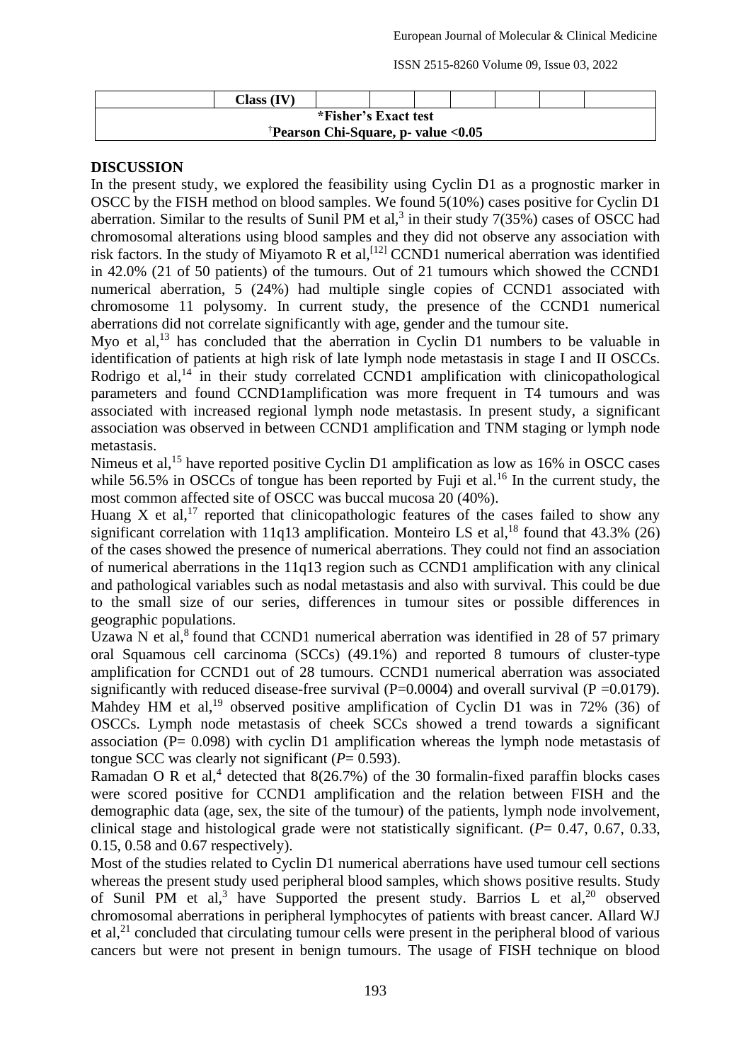|  | Class (IV) |  |  |  |  |  |  |  |
|---|---|---|---|---|---|---|---|---|
| *Fisher's Exact test | | | | | | | | |
| †Pearson Chi-Square, p- value <0.05 | | | | | | | | |

## DISCUSSION

In the present study, we explored the feasibility using Cyclin D1 as a prognostic marker in OSCC by the FISH method on blood samples. We found 5(10%) cases positive for Cyclin D1 aberration. Similar to the results of Sunil PM et al,[3] in their study 7(35%) cases of OSCC had chromosomal alterations using blood samples and they did not observe any association with risk factors. In the study of Miyamoto R et al,[12] CCND1 numerical aberration was identified in 42.0% (21 of 50 patients) of the tumours. Out of 21 tumours which showed the CCND1 numerical aberration, 5 (24%) had multiple single copies of CCND1 associated with chromosome 11 polysomy. In current study, the presence of the CCND1 numerical aberrations did not correlate significantly with age, gender and the tumour site.

Myo et al,[13] has concluded that the aberration in Cyclin D1 numbers to be valuable in identification of patients at high risk of late lymph node metastasis in stage I and II OSCCs. Rodrigo et al,[14] in their study correlated CCND1 amplification with clinicopathological parameters and found CCND1amplification was more frequent in T4 tumours and was associated with increased regional lymph node metastasis. In present study, a significant association was observed in between CCND1 amplification and TNM staging or lymph node metastasis.

Nimeus et al,[15] have reported positive Cyclin D1 amplification as low as 16% in OSCC cases while 56.5% in OSCCs of tongue has been reported by Fuji et al.[16] In the current study, the most common affected site of OSCC was buccal mucosa 20 (40%).

Huang X et al,[17] reported that clinicopathologic features of the cases failed to show any significant correlation with 11q13 amplification. Monteiro LS et al,[18] found that 43.3% (26) of the cases showed the presence of numerical aberrations. They could not find an association of numerical aberrations in the 11q13 region such as CCND1 amplification with any clinical and pathological variables such as nodal metastasis and also with survival. This could be due to the small size of our series, differences in tumour sites or possible differences in geographic populations.

Uzawa N et al,[8] found that CCND1 numerical aberration was identified in 28 of 57 primary oral Squamous cell carcinoma (SCCs) (49.1%) and reported 8 tumours of cluster-type amplification for CCND1 out of 28 tumours. CCND1 numerical aberration was associated significantly with reduced disease-free survival (P=0.0004) and overall survival (P =0.0179). Mahdey HM et al,[19] observed positive amplification of Cyclin D1 was in 72% (36) of OSCCs. Lymph node metastasis of cheek SCCs showed a trend towards a significant association (P= 0.098) with cyclin D1 amplification whereas the lymph node metastasis of tongue SCC was clearly not significant (*P*= 0.593).

Ramadan O R et al,[4] detected that 8(26.7%) of the 30 formalin-fixed paraffin blocks cases were scored positive for CCND1 amplification and the relation between FISH and the demographic data (age, sex, the site of the tumour) of the patients, lymph node involvement, clinical stage and histological grade were not statistically significant. (*P*= 0.47, 0.67, 0.33, 0.15, 0.58 and 0.67 respectively).

Most of the studies related to Cyclin D1 numerical aberrations have used tumour cell sections whereas the present study used peripheral blood samples, which shows positive results. Study of Sunil PM et al,[3] have Supported the present study. Barrios L et al,[20] observed chromosomal aberrations in peripheral lymphocytes of patients with breast cancer. Allard WJ et al,[21] concluded that circulating tumour cells were present in the peripheral blood of various cancers but were not present in benign tumours. The usage of FISH technique on blood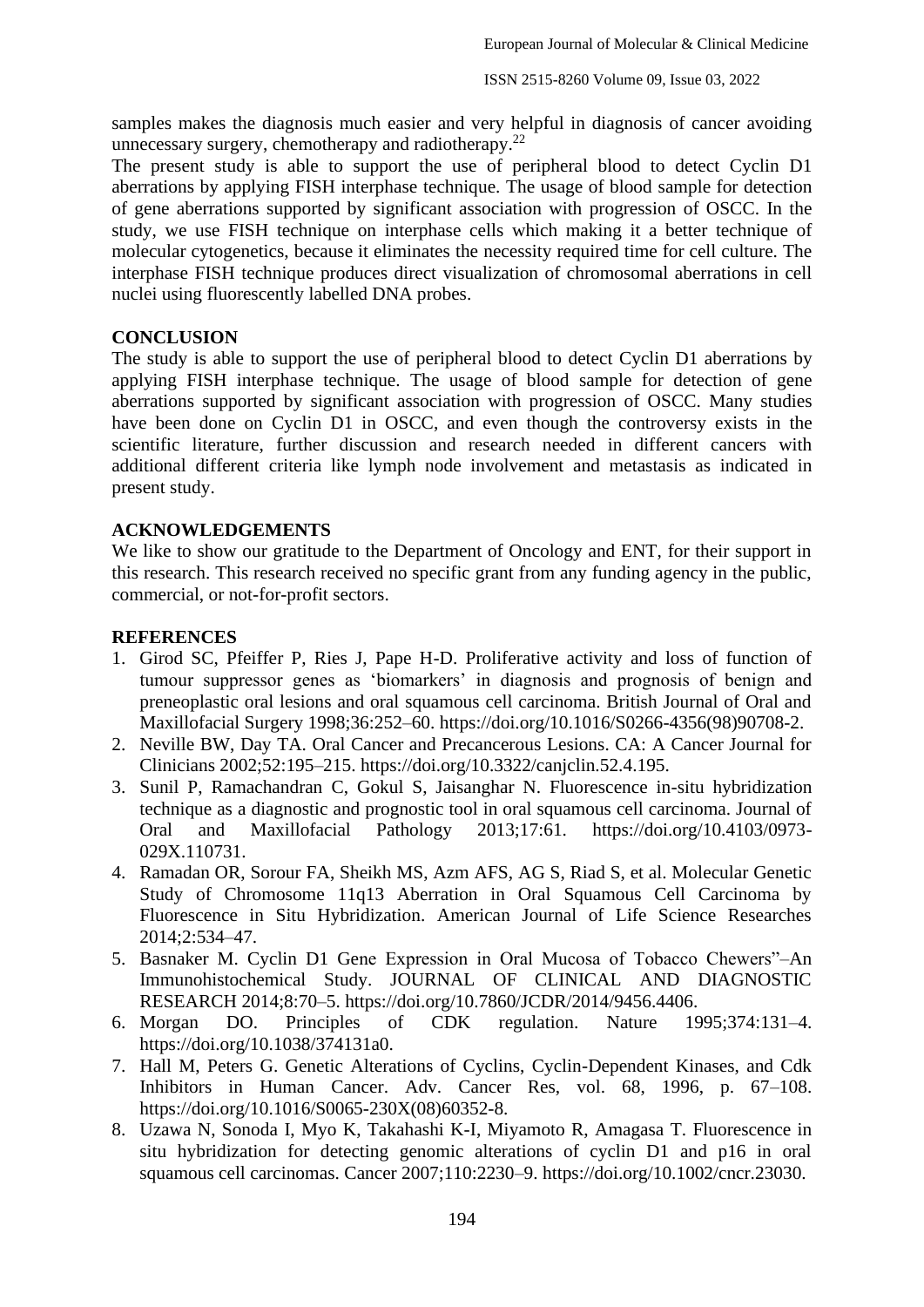samples makes the diagnosis much easier and very helpful in diagnosis of cancer avoiding unnecessary surgery, chemotherapy and radiotherapy.[22]

The present study is able to support the use of peripheral blood to detect Cyclin D1 aberrations by applying FISH interphase technique. The usage of blood sample for detection of gene aberrations supported by significant association with progression of OSCC. In the study, we use FISH technique on interphase cells which making it a better technique of molecular cytogenetics, because it eliminates the necessity required time for cell culture. The interphase FISH technique produces direct visualization of chromosomal aberrations in cell nuclei using fluorescently labelled DNA probes.

## CONCLUSION

The study is able to support the use of peripheral blood to detect Cyclin D1 aberrations by applying FISH interphase technique. The usage of blood sample for detection of gene aberrations supported by significant association with progression of OSCC. Many studies have been done on Cyclin D1 in OSCC, and even though the controversy exists in the scientific literature, further discussion and research needed in different cancers with additional different criteria like lymph node involvement and metastasis as indicated in present study.

## ACKNOWLEDGEMENTS

We like to show our gratitude to the Department of Oncology and ENT, for their support in this research. This research received no specific grant from any funding agency in the public, commercial, or not-for-profit sectors.

## REFERENCES

1. Girod SC, Pfeiffer P, Ries J, Pape H-D. Proliferative activity and loss of function of tumour suppressor genes as 'biomarkers' in diagnosis and prognosis of benign and preneoplastic oral lesions and oral squamous cell carcinoma. British Journal of Oral and Maxillofacial Surgery 1998;36:252–60. https://doi.org/10.1016/S0266-4356(98)90708-2.
2. Neville BW, Day TA. Oral Cancer and Precancerous Lesions. CA: A Cancer Journal for Clinicians 2002;52:195–215. https://doi.org/10.3322/canjclin.52.4.195.
3. Sunil P, Ramachandran C, Gokul S, Jaisanghar N. Fluorescence in-situ hybridization technique as a diagnostic and prognostic tool in oral squamous cell carcinoma. Journal of Oral and Maxillofacial Pathology 2013;17:61. https://doi.org/10.4103/0973-029X.110731.
4. Ramadan OR, Sorour FA, Sheikh MS, Azm AFS, AG S, Riad S, et al. Molecular Genetic Study of Chromosome 11q13 Aberration in Oral Squamous Cell Carcinoma by Fluorescence in Situ Hybridization. American Journal of Life Science Researches 2014;2:534–47.
5. Basnaker M. Cyclin D1 Gene Expression in Oral Mucosa of Tobacco Chewers"–An Immunohistochemical Study. JOURNAL OF CLINICAL AND DIAGNOSTIC RESEARCH 2014;8:70–5. https://doi.org/10.7860/JCDR/2014/9456.4406.
6. Morgan DO. Principles of CDK regulation. Nature 1995;374:131–4. https://doi.org/10.1038/374131a0.
7. Hall M, Peters G. Genetic Alterations of Cyclins, Cyclin-Dependent Kinases, and Cdk Inhibitors in Human Cancer. Adv. Cancer Res, vol. 68, 1996, p. 67–108. https://doi.org/10.1016/S0065-230X(08)60352-8.
8. Uzawa N, Sonoda I, Myo K, Takahashi K-I, Miyamoto R, Amagasa T. Fluorescence in situ hybridization for detecting genomic alterations of cyclin D1 and p16 in oral squamous cell carcinomas. Cancer 2007;110:2230–9. https://doi.org/10.1002/cncr.23030.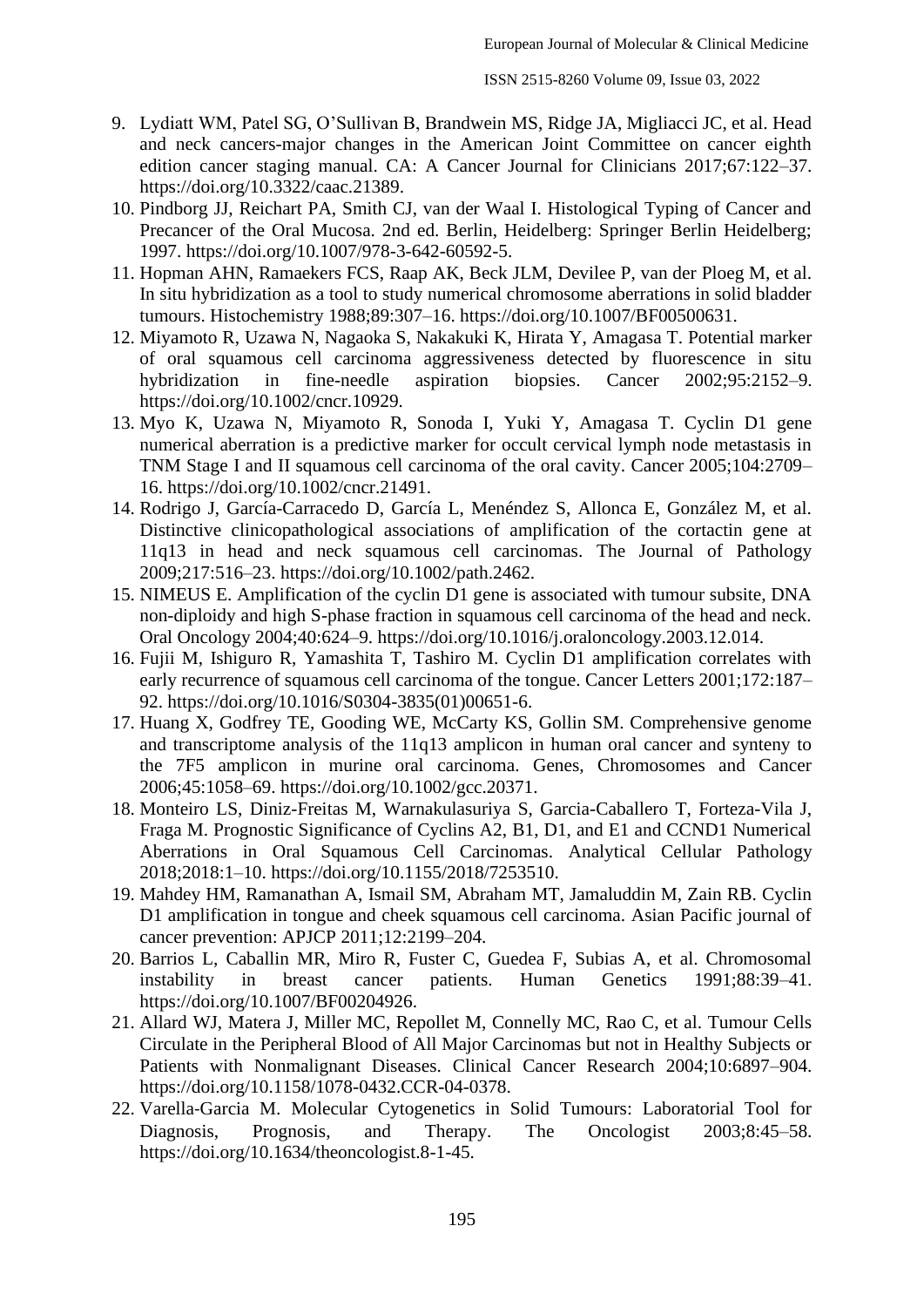9. Lydiatt WM, Patel SG, O'Sullivan B, Brandwein MS, Ridge JA, Migliacci JC, et al. Head and neck cancers-major changes in the American Joint Committee on cancer eighth edition cancer staging manual. CA: A Cancer Journal for Clinicians 2017;67:122–37. https://doi.org/10.3322/caac.21389.
10. Pindborg JJ, Reichart PA, Smith CJ, van der Waal I. Histological Typing of Cancer and Precancer of the Oral Mucosa. 2nd ed. Berlin, Heidelberg: Springer Berlin Heidelberg; 1997. https://doi.org/10.1007/978-3-642-60592-5.
11. Hopman AHN, Ramaekers FCS, Raap AK, Beck JLM, Devilee P, van der Ploeg M, et al. In situ hybridization as a tool to study numerical chromosome aberrations in solid bladder tumours. Histochemistry 1988;89:307–16. https://doi.org/10.1007/BF00500631.
12. Miyamoto R, Uzawa N, Nagaoka S, Nakakuki K, Hirata Y, Amagasa T. Potential marker of oral squamous cell carcinoma aggressiveness detected by fluorescence in situ hybridization in fine-needle aspiration biopsies. Cancer 2002;95:2152–9. https://doi.org/10.1002/cncr.10929.
13. Myo K, Uzawa N, Miyamoto R, Sonoda I, Yuki Y, Amagasa T. Cyclin D1 gene numerical aberration is a predictive marker for occult cervical lymph node metastasis in TNM Stage I and II squamous cell carcinoma of the oral cavity. Cancer 2005;104:2709–16. https://doi.org/10.1002/cncr.21491.
14. Rodrigo J, García-Carracedo D, García L, Menéndez S, Allonca E, González M, et al. Distinctive clinicopathological associations of amplification of the cortactin gene at 11q13 in head and neck squamous cell carcinomas. The Journal of Pathology 2009;217:516–23. https://doi.org/10.1002/path.2462.
15. NIMEUS E. Amplification of the cyclin D1 gene is associated with tumour subsite, DNA non-diploidy and high S-phase fraction in squamous cell carcinoma of the head and neck. Oral Oncology 2004;40:624–9. https://doi.org/10.1016/j.oraloncology.2003.12.014.
16. Fujii M, Ishiguro R, Yamashita T, Tashiro M. Cyclin D1 amplification correlates with early recurrence of squamous cell carcinoma of the tongue. Cancer Letters 2001;172:187–92. https://doi.org/10.1016/S0304-3835(01)00651-6.
17. Huang X, Godfrey TE, Gooding WE, McCarty KS, Gollin SM. Comprehensive genome and transcriptome analysis of the 11q13 amplicon in human oral cancer and synteny to the 7F5 amplicon in murine oral carcinoma. Genes, Chromosomes and Cancer 2006;45:1058–69. https://doi.org/10.1002/gcc.20371.
18. Monteiro LS, Diniz-Freitas M, Warnakulasuriya S, Garcia-Caballero T, Forteza-Vila J, Fraga M. Prognostic Significance of Cyclins A2, B1, D1, and E1 and CCND1 Numerical Aberrations in Oral Squamous Cell Carcinomas. Analytical Cellular Pathology 2018;2018:1–10. https://doi.org/10.1155/2018/7253510.
19. Mahdey HM, Ramanathan A, Ismail SM, Abraham MT, Jamaluddin M, Zain RB. Cyclin D1 amplification in tongue and cheek squamous cell carcinoma. Asian Pacific journal of cancer prevention: APJCP 2011;12:2199–204.
20. Barrios L, Caballin MR, Miro R, Fuster C, Guedea F, Subias A, et al. Chromosomal instability in breast cancer patients. Human Genetics 1991;88:39–41. https://doi.org/10.1007/BF00204926.
21. Allard WJ, Matera J, Miller MC, Repollet M, Connelly MC, Rao C, et al. Tumour Cells Circulate in the Peripheral Blood of All Major Carcinomas but not in Healthy Subjects or Patients with Nonmalignant Diseases. Clinical Cancer Research 2004;10:6897–904. https://doi.org/10.1158/1078-0432.CCR-04-0378.
22. Varella-Garcia M. Molecular Cytogenetics in Solid Tumours: Laboratorial Tool for Diagnosis, Prognosis, and Therapy. The Oncologist 2003;8:45–58. https://doi.org/10.1634/theoncologist.8-1-45.